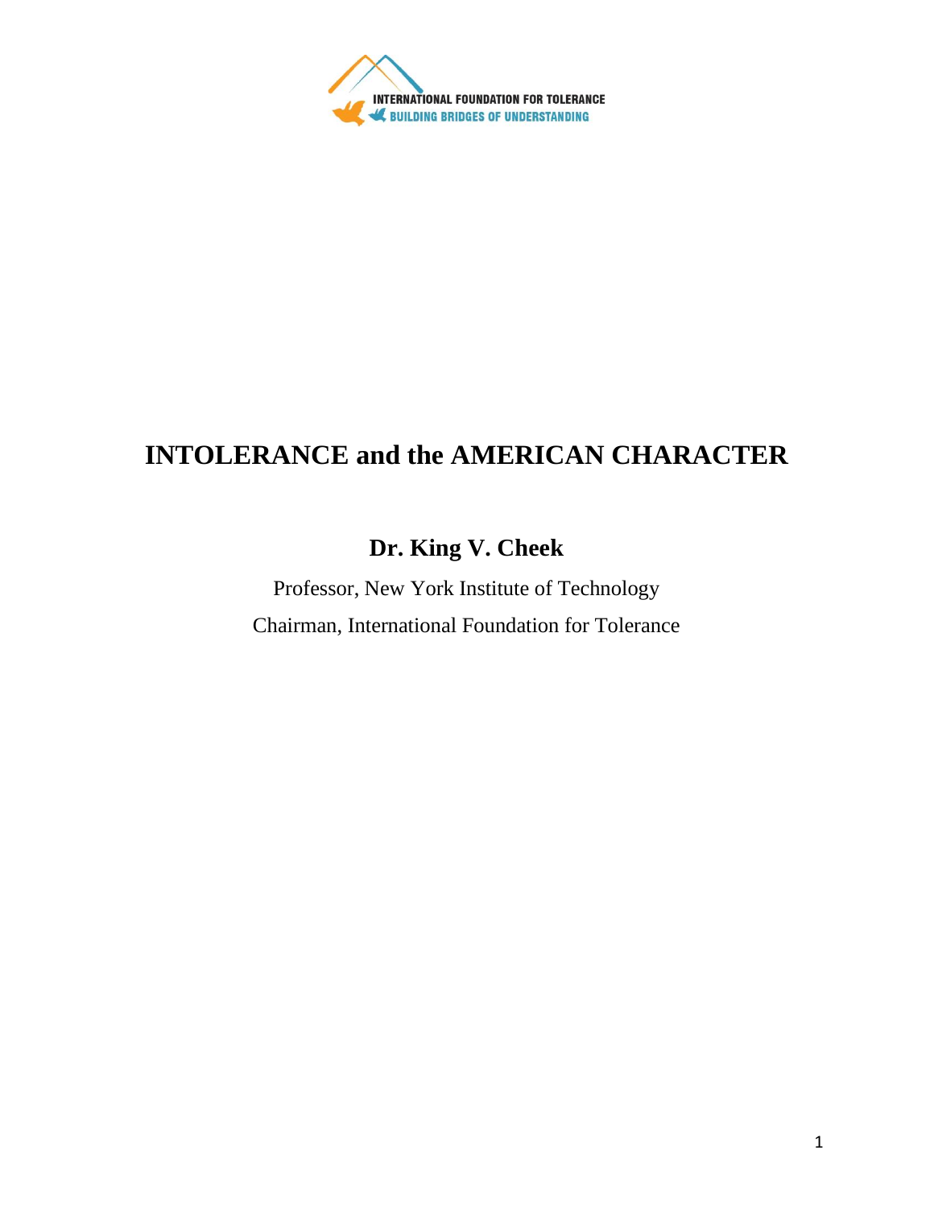INTERNATIONAL FOUNDATION FOR TOLERANCE
BUILDING BRIDGES OF UNDERSTANDING

# INTOLERANCE and the AMERICAN CHARACTER

**Dr. King V. Cheek**

Professor, New York Institute of Technology

Chairman, International Foundation for Tolerance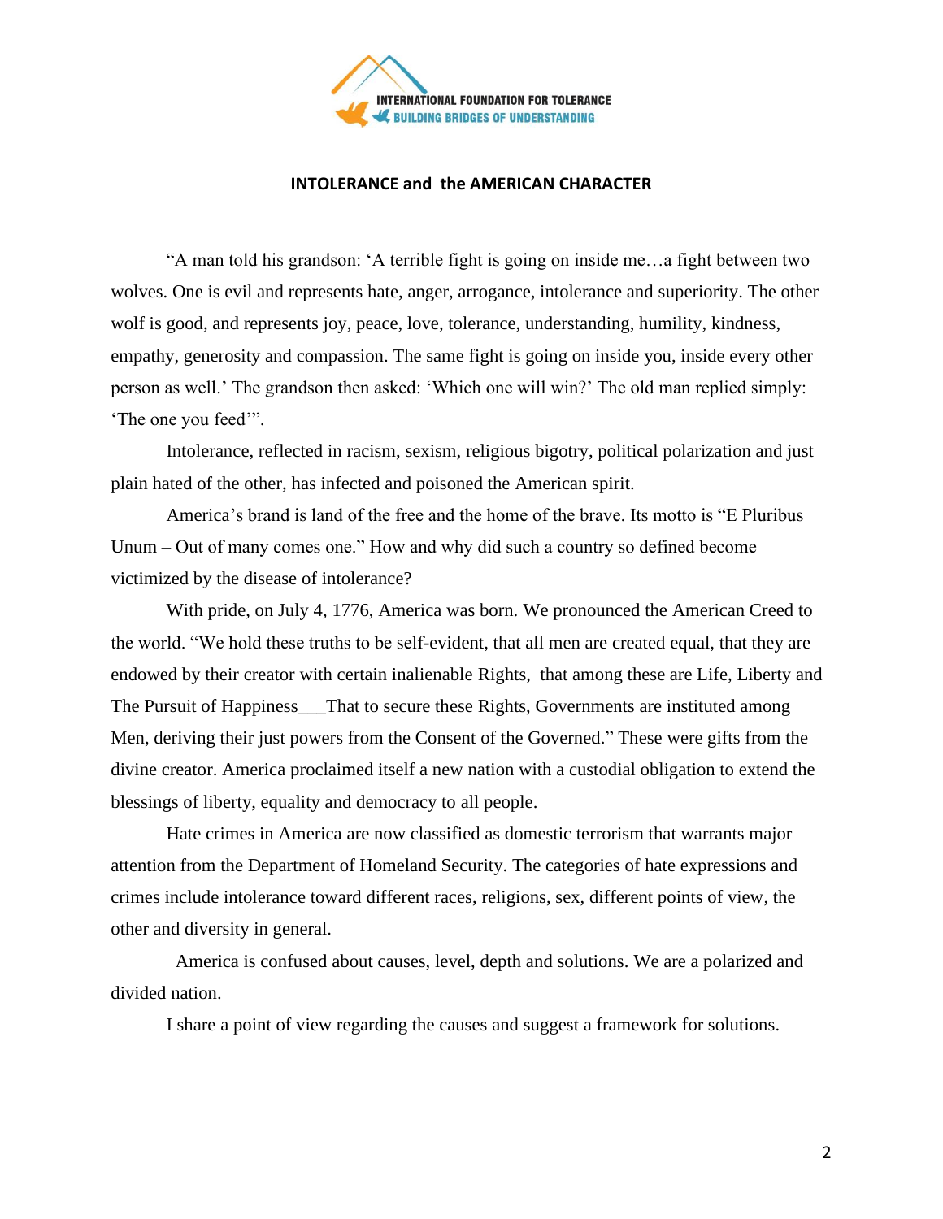# INTOLERANCE and the AMERICAN CHARACTER

"A man told his grandson: 'A terrible fight is going on inside me…a fight between two wolves. One is evil and represents hate, anger, arrogance, intolerance and superiority. The other wolf is good, and represents joy, peace, love, tolerance, understanding, humility, kindness, empathy, generosity and compassion. The same fight is going on inside you, inside every other person as well.' The grandson then asked: 'Which one will win?' The old man replied simply: 'The one you feed'".

Intolerance, reflected in racism, sexism, religious bigotry, political polarization and just plain hated of the other, has infected and poisoned the American spirit.

America's brand is land of the free and the home of the brave. Its motto is "E Pluribus Unum – Out of many comes one." How and why did such a country so defined become victimized by the disease of intolerance?

With pride, on July 4, 1776, America was born. We pronounced the American Creed to the world. "We hold these truths to be self-evident, that all men are created equal, that they are endowed by their creator with certain inalienable Rights, that among these are Life, Liberty and The Pursuit of Happiness___That to secure these Rights, Governments are instituted among Men, deriving their just powers from the Consent of the Governed." These were gifts from the divine creator. America proclaimed itself a new nation with a custodial obligation to extend the blessings of liberty, equality and democracy to all people.

Hate crimes in America are now classified as domestic terrorism that warrants major attention from the Department of Homeland Security. The categories of hate expressions and crimes include intolerance toward different races, religions, sex, different points of view, the other and diversity in general.

America is confused about causes, level, depth and solutions. We are a polarized and divided nation.

I share a point of view regarding the causes and suggest a framework for solutions.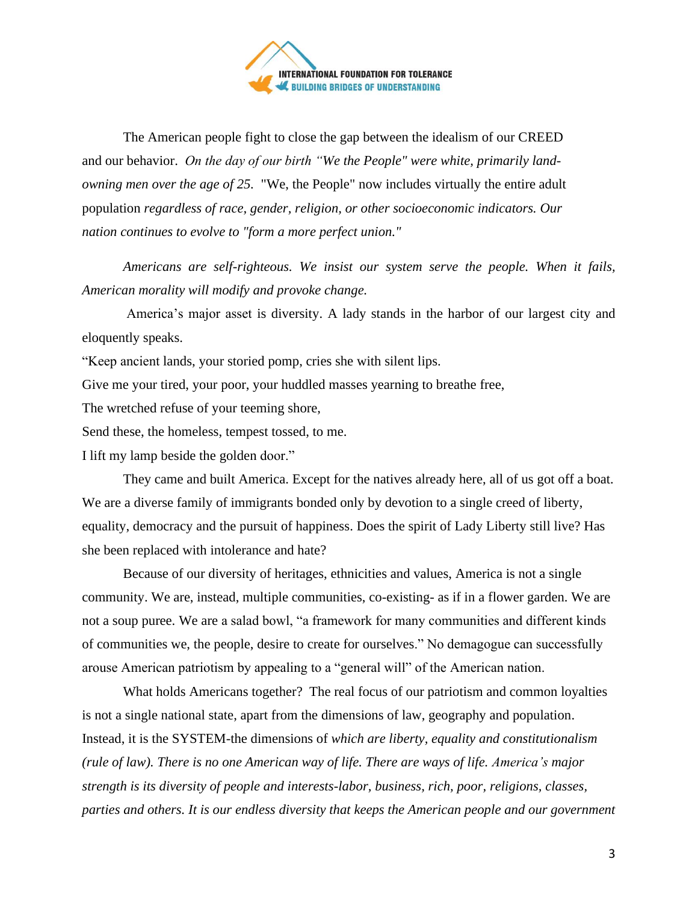The American people fight to close the gap between the idealism of our CREED and our behavior. *On the day of our birth "We the People" were white, primarily land-owning men over the age of 25.* "We, the People" now includes virtually the entire adult population *regardless of race, gender, religion, or other socioeconomic indicators. Our nation continues to evolve to "form a more perfect union."*

*Americans are self-righteous. We insist our system serve the people. When it fails, American morality will modify and provoke change.*

America's major asset is diversity. A lady stands in the harbor of our largest city and eloquently speaks.

"Keep ancient lands, your storied pomp, cries she with silent lips.  
Give me your tired, your poor, your huddled masses yearning to breathe free,  
The wretched refuse of your teeming shore,  
Send these, the homeless, tempest tossed, to me.  
I lift my lamp beside the golden door."

They came and built America. Except for the natives already here, all of us got off a boat. We are a diverse family of immigrants bonded only by devotion to a single creed of liberty, equality, democracy and the pursuit of happiness. Does the spirit of Lady Liberty still live? Has she been replaced with intolerance and hate?

Because of our diversity of heritages, ethnicities and values, America is not a single community. We are, instead, multiple communities, co-existing- as if in a flower garden. We are not a soup puree. We are a salad bowl, "a framework for many communities and different kinds of communities we, the people, desire to create for ourselves." No demagogue can successfully arouse American patriotism by appealing to a "general will" of the American nation.

What holds Americans together? The real focus of our patriotism and common loyalties is not a single national state, apart from the dimensions of law, geography and population. Instead, it is the SYSTEM-the dimensions of *which are liberty, equality and constitutionalism (rule of law). There is no one American way of life. There are ways of life. America's major strength is its diversity of people and interests-labor, business, rich, poor, religions, classes, parties and others. It is our endless diversity that keeps the American people and our government*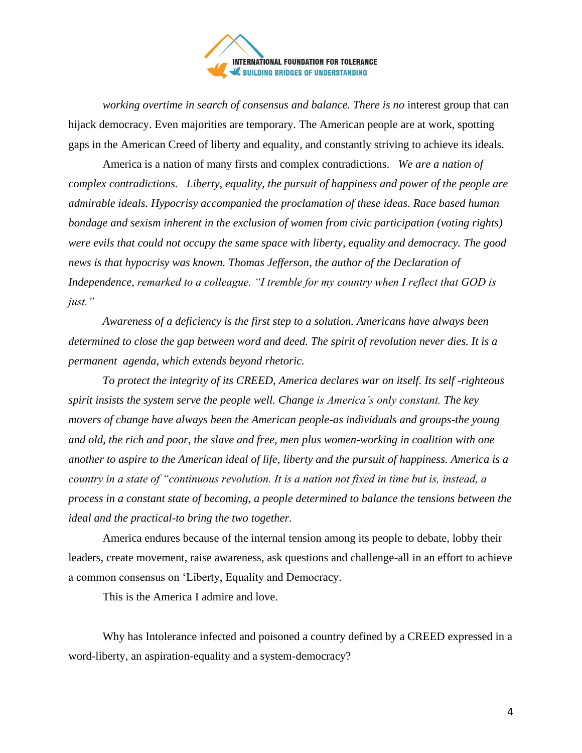*working overtime in search of consensus and balance. There is no* interest group that can hijack democracy. Even majorities are temporary. The American people are at work, spotting gaps in the American Creed of liberty and equality, and constantly striving to achieve its ideals.

America is a nation of many firsts and complex contradictions. *We are a nation of complex contradictions. Liberty, equality, the pursuit of happiness and power of the people are admirable ideals. Hypocrisy accompanied the proclamation of these ideas. Race based human bondage and sexism inherent in the exclusion of women from civic participation (voting rights) were evils that could not occupy the same space with liberty, equality and democracy. The good news is that hypocrisy was known. Thomas Jefferson, the author of the Declaration of Independence, remarked to a colleague. "I tremble for my country when I reflect that GOD is just."*

*Awareness of a deficiency is the first step to a solution. Americans have always been determined to close the gap between word and deed. The spirit of revolution never dies. It is a permanent agenda, which extends beyond rhetoric.*

*To protect the integrity of its CREED, America declares war on itself. Its self -righteous spirit insists the system serve the people well. Change is America's only constant. The key movers of change have always been the American people-as individuals and groups-the young and old, the rich and poor, the slave and free, men plus women-working in coalition with one another to aspire to the American ideal of life, liberty and the pursuit of happiness. America is a country in a state of "continuous revolution. It is a nation not fixed in time but is, instead, a process in a constant state of becoming, a people determined to balance the tensions between the ideal and the practical-to bring the two together.*

America endures because of the internal tension among its people to debate, lobby their leaders, create movement, raise awareness, ask questions and challenge-all in an effort to achieve a common consensus on 'Liberty, Equality and Democracy.

This is the America I admire and love.

Why has Intolerance infected and poisoned a country defined by a CREED expressed in a word-liberty, an aspiration-equality and a system-democracy?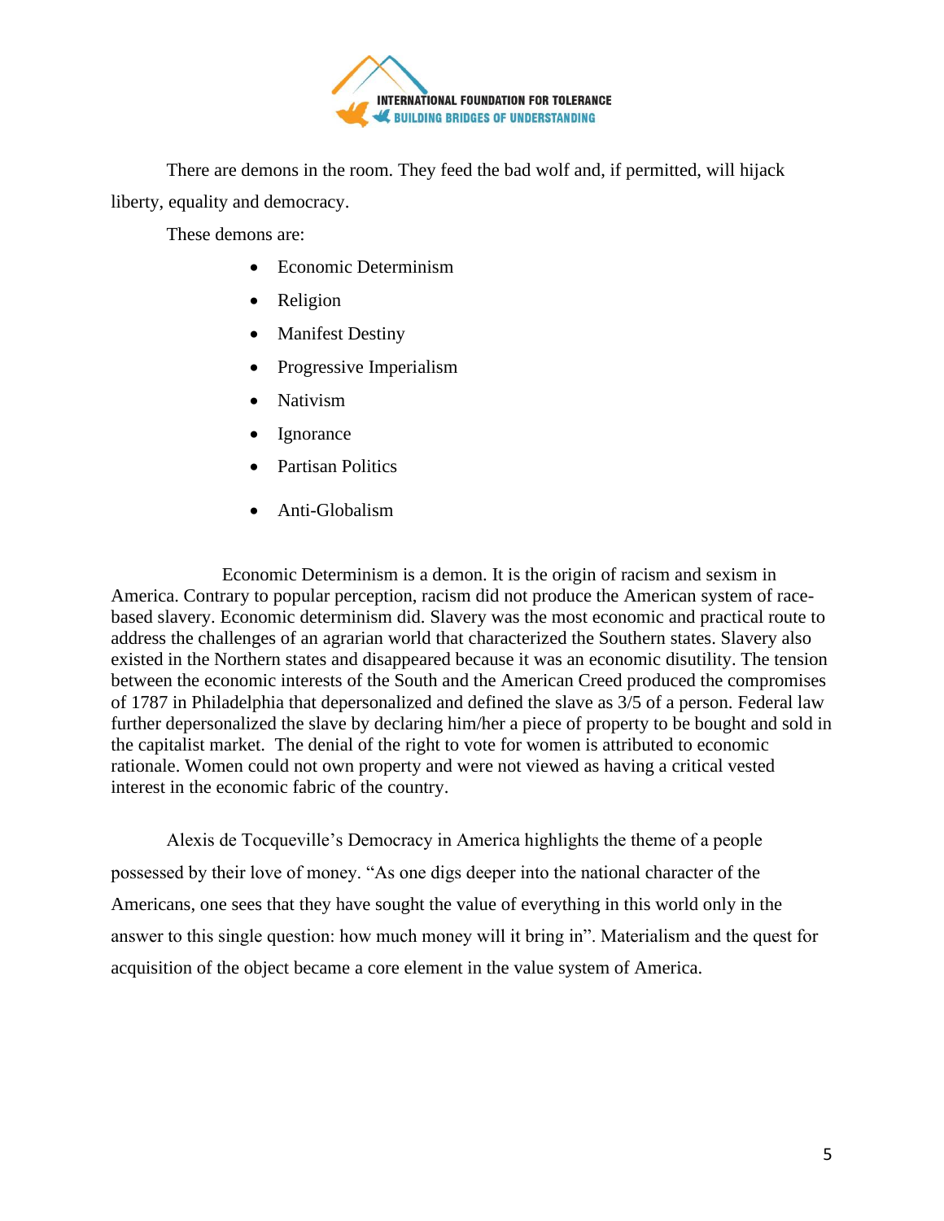There are demons in the room. They feed the bad wolf and, if permitted, will hijack liberty, equality and democracy.

These demons are:

- Economic Determinism
- Religion
- Manifest Destiny
- Progressive Imperialism
- Nativism
- Ignorance
- Partisan Politics
- Anti-Globalism

Economic Determinism is a demon. It is the origin of racism and sexism in America. Contrary to popular perception, racism did not produce the American system of race-based slavery. Economic determinism did. Slavery was the most economic and practical route to address the challenges of an agrarian world that characterized the Southern states. Slavery also existed in the Northern states and disappeared because it was an economic disutility. The tension between the economic interests of the South and the American Creed produced the compromises of 1787 in Philadelphia that depersonalized and defined the slave as 3/5 of a person. Federal law further depersonalized the slave by declaring him/her a piece of property to be bought and sold in the capitalist market. The denial of the right to vote for women is attributed to economic rationale. Women could not own property and were not viewed as having a critical vested interest in the economic fabric of the country.

Alexis de Tocqueville's Democracy in America highlights the theme of a people possessed by their love of money. "As one digs deeper into the national character of the Americans, one sees that they have sought the value of everything in this world only in the answer to this single question: how much money will it bring in". Materialism and the quest for acquisition of the object became a core element in the value system of America.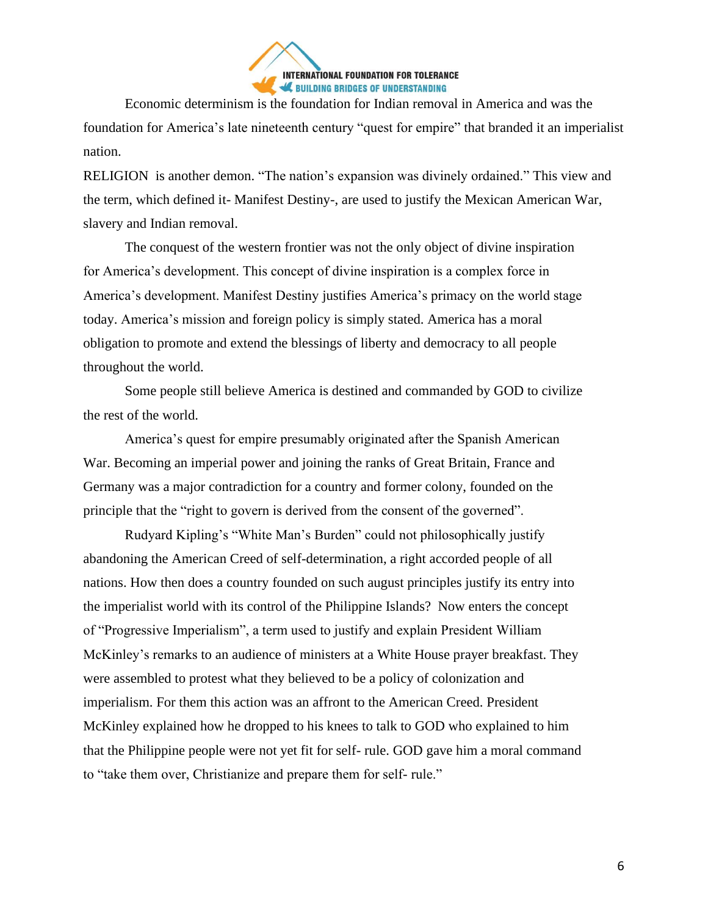Economic determinism is the foundation for Indian removal in America and was the foundation for America's late nineteenth century "quest for empire" that branded it an imperialist nation.

RELIGION is another demon. "The nation's expansion was divinely ordained." This view and the term, which defined it- Manifest Destiny-, are used to justify the Mexican American War, slavery and Indian removal.

The conquest of the western frontier was not the only object of divine inspiration for America's development. This concept of divine inspiration is a complex force in America's development. Manifest Destiny justifies America's primacy on the world stage today. America's mission and foreign policy is simply stated. America has a moral obligation to promote and extend the blessings of liberty and democracy to all people throughout the world.

Some people still believe America is destined and commanded by GOD to civilize the rest of the world.

America's quest for empire presumably originated after the Spanish American War. Becoming an imperial power and joining the ranks of Great Britain, France and Germany was a major contradiction for a country and former colony, founded on the principle that the "right to govern is derived from the consent of the governed".

Rudyard Kipling's "White Man's Burden" could not philosophically justify abandoning the American Creed of self-determination, a right accorded people of all nations. How then does a country founded on such august principles justify its entry into the imperialist world with its control of the Philippine Islands? Now enters the concept of "Progressive Imperialism", a term used to justify and explain President William McKinley's remarks to an audience of ministers at a White House prayer breakfast. They were assembled to protest what they believed to be a policy of colonization and imperialism. For them this action was an affront to the American Creed. President McKinley explained how he dropped to his knees to talk to GOD who explained to him that the Philippine people were not yet fit for self- rule. GOD gave him a moral command to "take them over, Christianize and prepare them for self- rule."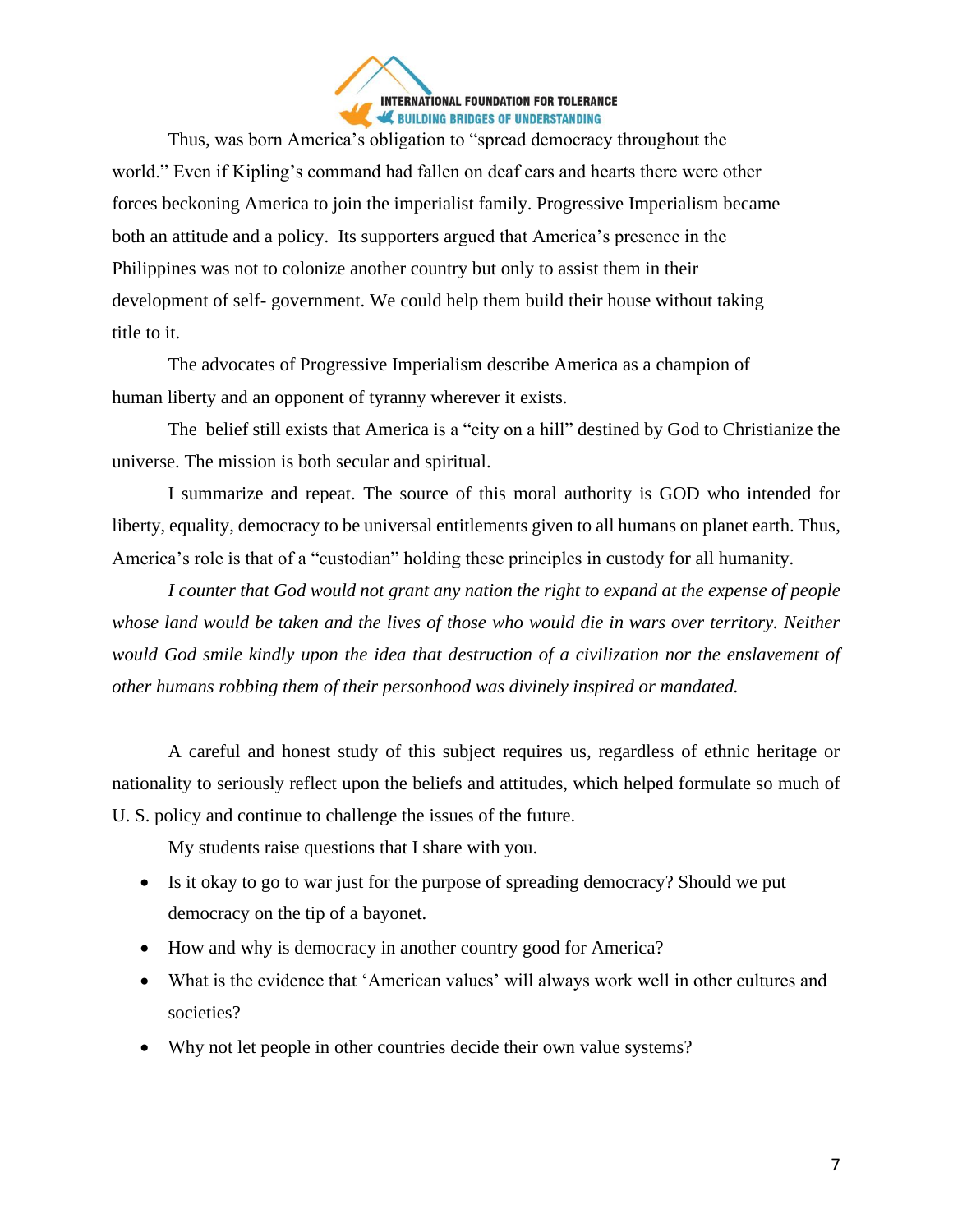Thus, was born America's obligation to "spread democracy throughout the world." Even if Kipling's command had fallen on deaf ears and hearts there were other forces beckoning America to join the imperialist family. Progressive Imperialism became both an attitude and a policy. Its supporters argued that America's presence in the Philippines was not to colonize another country but only to assist them in their development of self- government. We could help them build their house without taking title to it.

The advocates of Progressive Imperialism describe America as a champion of human liberty and an opponent of tyranny wherever it exists.

The belief still exists that America is a "city on a hill" destined by God to Christianize the universe. The mission is both secular and spiritual.

I summarize and repeat. The source of this moral authority is GOD who intended for liberty, equality, democracy to be universal entitlements given to all humans on planet earth. Thus, America's role is that of a "custodian" holding these principles in custody for all humanity.

*I counter that God would not grant any nation the right to expand at the expense of people whose land would be taken and the lives of those who would die in wars over territory. Neither would God smile kindly upon the idea that destruction of a civilization nor the enslavement of other humans robbing them of their personhood was divinely inspired or mandated.*

A careful and honest study of this subject requires us, regardless of ethnic heritage or nationality to seriously reflect upon the beliefs and attitudes, which helped formulate so much of U. S. policy and continue to challenge the issues of the future.

My students raise questions that I share with you.

- Is it okay to go to war just for the purpose of spreading democracy? Should we put democracy on the tip of a bayonet.
- How and why is democracy in another country good for America?
- What is the evidence that 'American values' will always work well in other cultures and societies?
- Why not let people in other countries decide their own value systems?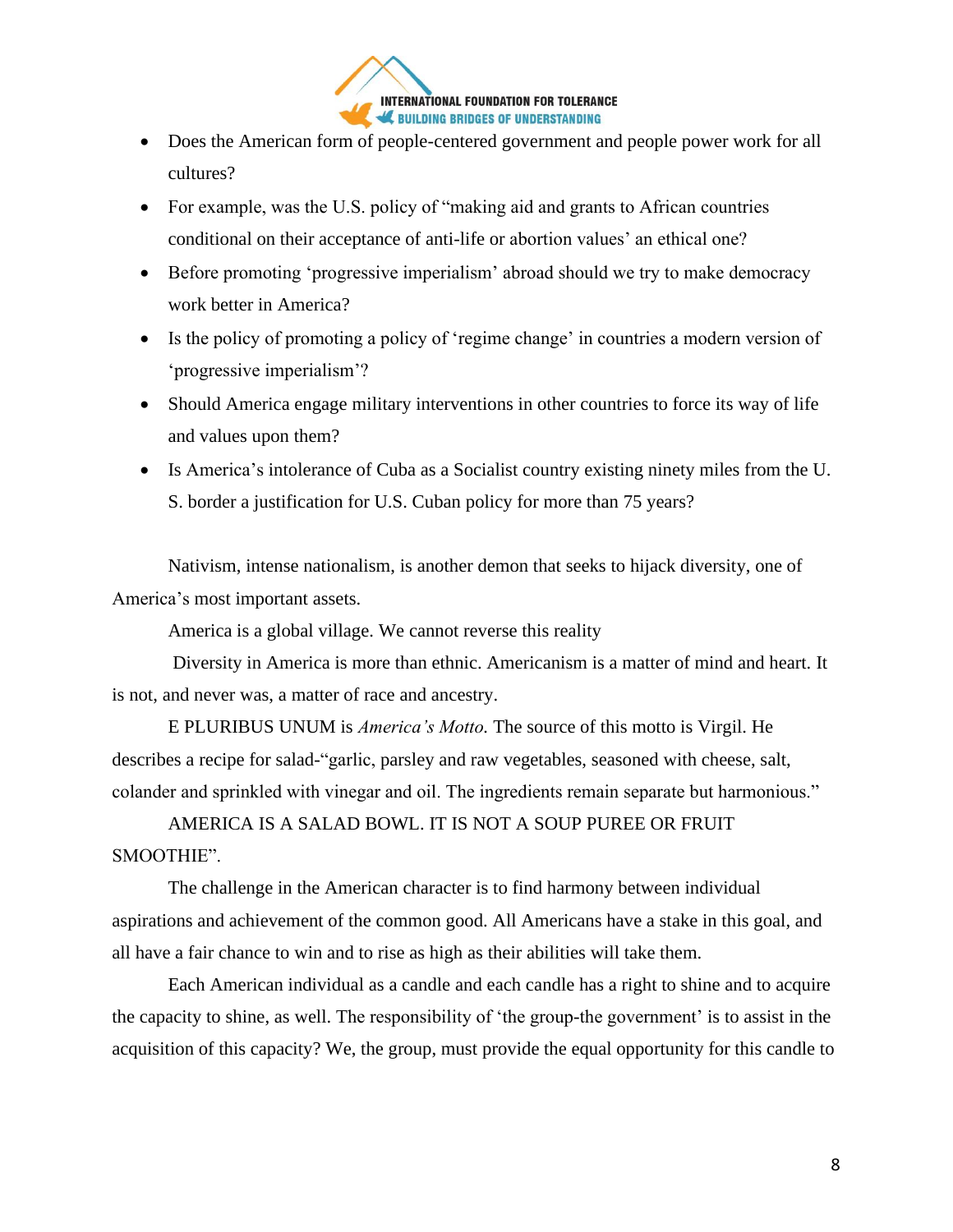- Does the American form of people-centered government and people power work for all cultures?
- For example, was the U.S. policy of "making aid and grants to African countries conditional on their acceptance of anti-life or abortion values' an ethical one?
- Before promoting 'progressive imperialism' abroad should we try to make democracy work better in America?
- Is the policy of promoting a policy of 'regime change' in countries a modern version of 'progressive imperialism'?
- Should America engage military interventions in other countries to force its way of life and values upon them?
- Is America's intolerance of Cuba as a Socialist country existing ninety miles from the U. S. border a justification for U.S. Cuban policy for more than 75 years?

Nativism, intense nationalism, is another demon that seeks to hijack diversity, one of America's most important assets.

America is a global village. We cannot reverse this reality

Diversity in America is more than ethnic. Americanism is a matter of mind and heart. It is not, and never was, a matter of race and ancestry.

E PLURIBUS UNUM is *America's Motto.* The source of this motto is Virgil. He describes a recipe for salad-"garlic, parsley and raw vegetables, seasoned with cheese, salt, colander and sprinkled with vinegar and oil. The ingredients remain separate but harmonious."

AMERICA IS A SALAD BOWL. IT IS NOT A SOUP PUREE OR FRUIT SMOOTHIE".

The challenge in the American character is to find harmony between individual aspirations and achievement of the common good. All Americans have a stake in this goal, and all have a fair chance to win and to rise as high as their abilities will take them.

Each American individual as a candle and each candle has a right to shine and to acquire the capacity to shine, as well. The responsibility of 'the group-the government' is to assist in the acquisition of this capacity? We, the group, must provide the equal opportunity for this candle to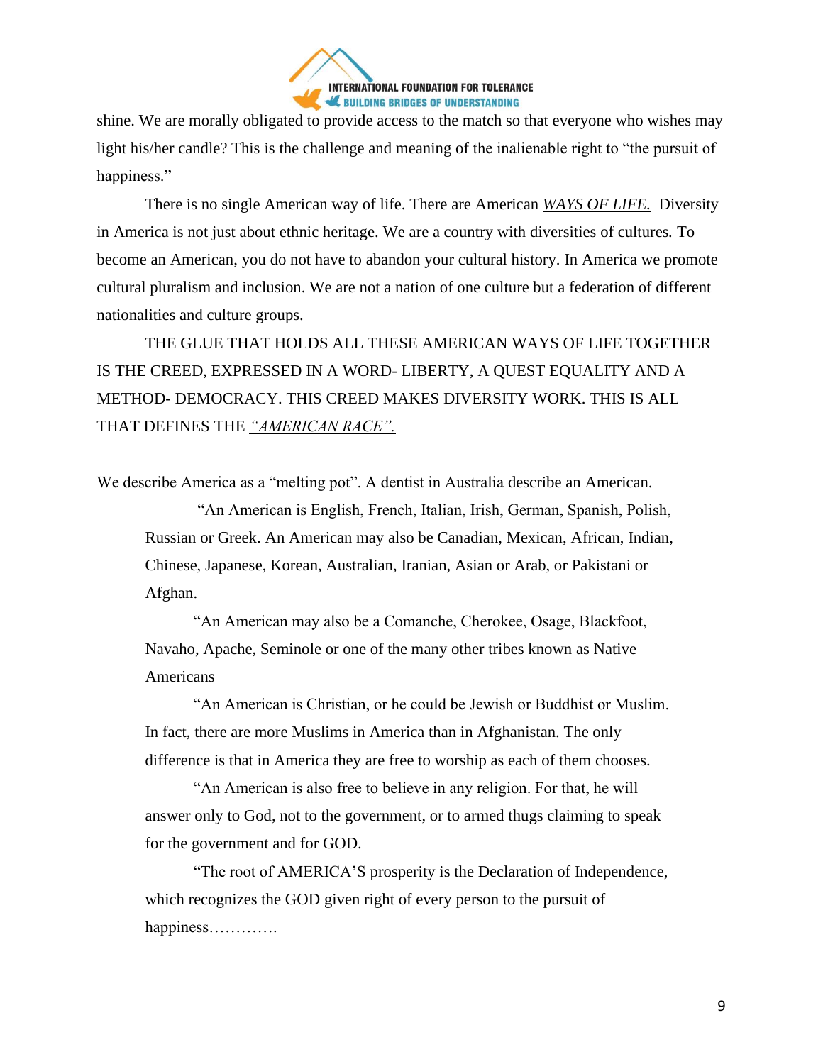shine. We are morally obligated to provide access to the match so that everyone who wishes may light his/her candle? This is the challenge and meaning of the inalienable right to "the pursuit of happiness."

There is no single American way of life. There are American ***WAYS OF LIFE.*** Diversity in America is not just about ethnic heritage. We are a country with diversities of cultures. To become an American, you do not have to abandon your cultural history. In America we promote cultural pluralism and inclusion. We are not a nation of one culture but a federation of different nationalities and culture groups.

THE GLUE THAT HOLDS ALL THESE AMERICAN WAYS OF LIFE TOGETHER IS THE CREED, EXPRESSED IN A WORD- LIBERTY, A QUEST EQUALITY AND A METHOD- DEMOCRACY. THIS CREED MAKES DIVERSITY WORK. THIS IS ALL THAT DEFINES THE *"AMERICAN RACE".*

We describe America as a "melting pot". A dentist in Australia describe an American.

> "An American is English, French, Italian, Irish, German, Spanish, Polish, Russian or Greek. An American may also be Canadian, Mexican, African, Indian, Chinese, Japanese, Korean, Australian, Iranian, Asian or Arab, or Pakistani or Afghan.
>
> "An American may also be a Comanche, Cherokee, Osage, Blackfoot, Navaho, Apache, Seminole or one of the many other tribes known as Native Americans
>
> "An American is Christian, or he could be Jewish or Buddhist or Muslim. In fact, there are more Muslims in America than in Afghanistan. The only difference is that in America they are free to worship as each of them chooses.
>
> "An American is also free to believe in any religion. For that, he will answer only to God, not to the government, or to armed thugs claiming to speak for the government and for GOD.
>
> "The root of AMERICA'S prosperity is the Declaration of Independence, which recognizes the GOD given right of every person to the pursuit of happiness………….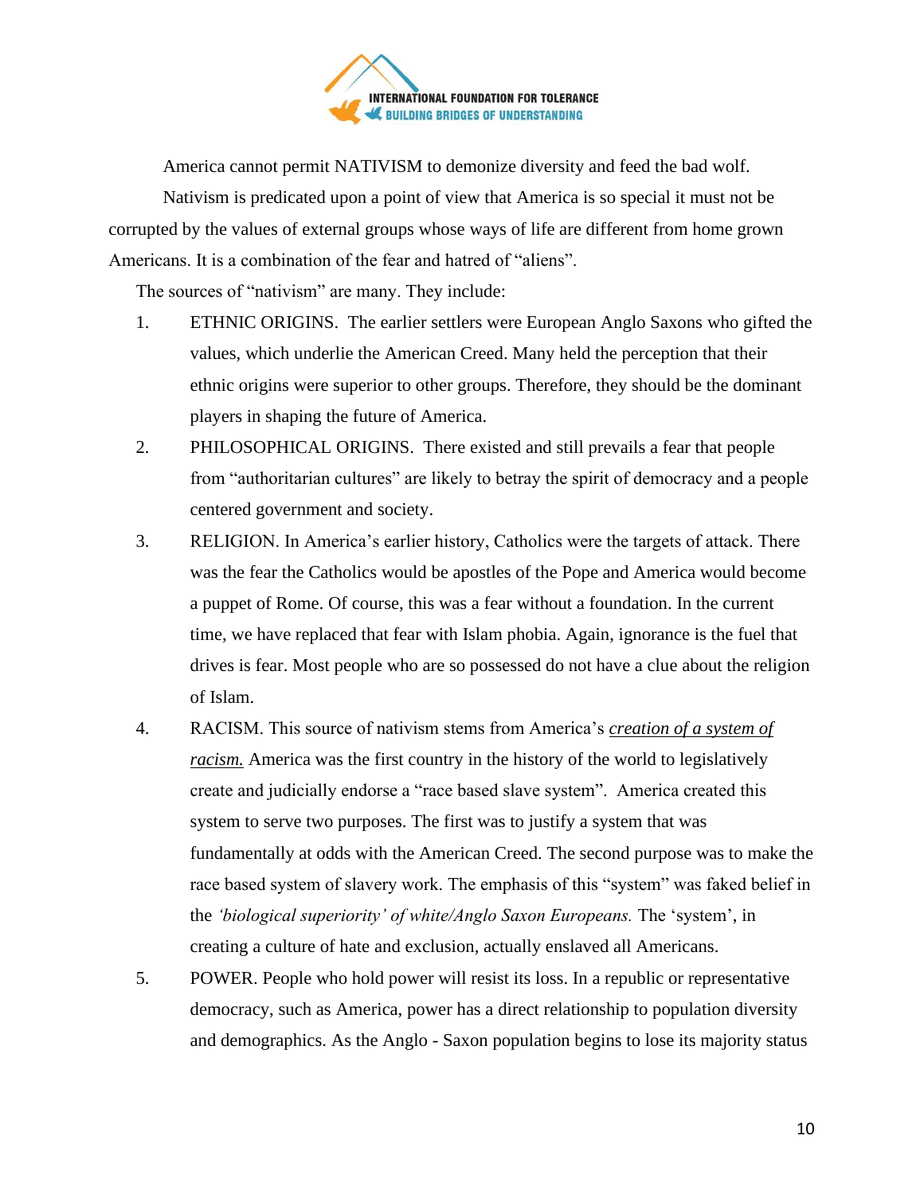America cannot permit NATIVISM to demonize diversity and feed the bad wolf.

Nativism is predicated upon a point of view that America is so special it must not be corrupted by the values of external groups whose ways of life are different from home grown Americans. It is a combination of the fear and hatred of "aliens".

The sources of "nativism" are many. They include:

1. ETHNIC ORIGINS. The earlier settlers were European Anglo Saxons who gifted the values, which underlie the American Creed. Many held the perception that their ethnic origins were superior to other groups. Therefore, they should be the dominant players in shaping the future of America.
2. PHILOSOPHICAL ORIGINS. There existed and still prevails a fear that people from "authoritarian cultures" are likely to betray the spirit of democracy and a people centered government and society.
3. RELIGION. In America's earlier history, Catholics were the targets of attack. There was the fear the Catholics would be apostles of the Pope and America would become a puppet of Rome. Of course, this was a fear without a foundation. In the current time, we have replaced that fear with Islam phobia. Again, ignorance is the fuel that drives is fear. Most people who are so possessed do not have a clue about the religion of Islam.
4. RACISM. This source of nativism stems from America's *creation of a system of racism.* America was the first country in the history of the world to legislatively create and judicially endorse a "race based slave system". America created this system to serve two purposes. The first was to justify a system that was fundamentally at odds with the American Creed. The second purpose was to make the race based system of slavery work. The emphasis of this "system" was faked belief in the *'biological superiority' of white/Anglo Saxon Europeans.* The 'system', in creating a culture of hate and exclusion, actually enslaved all Americans.
5. POWER. People who hold power will resist its loss. In a republic or representative democracy, such as America, power has a direct relationship to population diversity and demographics. As the Anglo - Saxon population begins to lose its majority status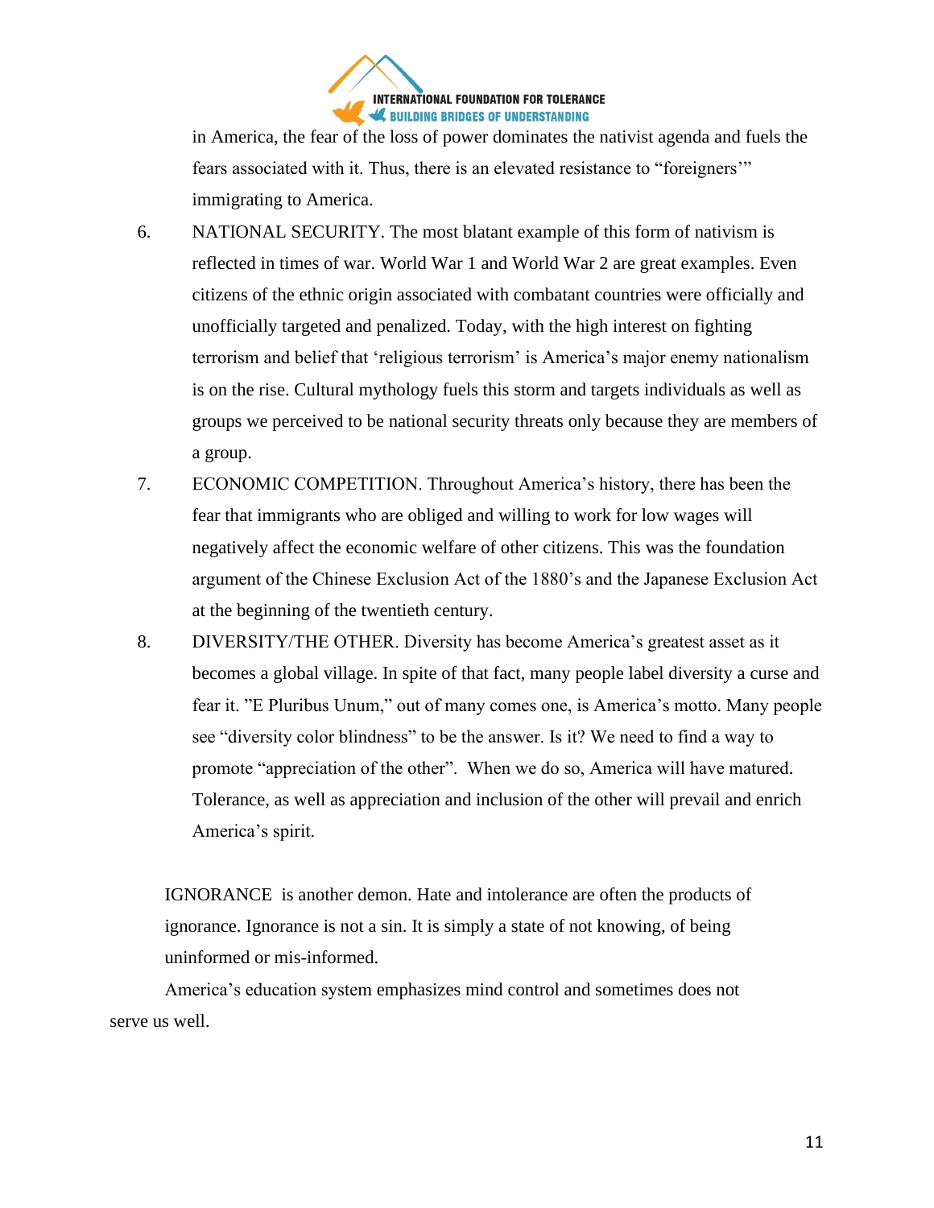in America, the fear of the loss of power dominates the nativist agenda and fuels the fears associated with it. Thus, there is an elevated resistance to "foreigners'" immigrating to America.

6. NATIONAL SECURITY. The most blatant example of this form of nativism is reflected in times of war. World War 1 and World War 2 are great examples. Even citizens of the ethnic origin associated with combatant countries were officially and unofficially targeted and penalized. Today, with the high interest on fighting terrorism and belief that 'religious terrorism' is America's major enemy nationalism is on the rise. Cultural mythology fuels this storm and targets individuals as well as groups we perceived to be national security threats only because they are members of a group.

7. ECONOMIC COMPETITION. Throughout America's history, there has been the fear that immigrants who are obliged and willing to work for low wages will negatively affect the economic welfare of other citizens. This was the foundation argument of the Chinese Exclusion Act of the 1880's and the Japanese Exclusion Act at the beginning of the twentieth century.

8. DIVERSITY/THE OTHER. Diversity has become America's greatest asset as it becomes a global village. In spite of that fact, many people label diversity a curse and fear it. "E Pluribus Unum," out of many comes one, is America's motto. Many people see "diversity color blindness" to be the answer. Is it? We need to find a way to promote "appreciation of the other". When we do so, America will have matured. Tolerance, as well as appreciation and inclusion of the other will prevail and enrich America's spirit.

IGNORANCE is another demon. Hate and intolerance are often the products of ignorance. Ignorance is not a sin. It is simply a state of not knowing, of being uninformed or mis-informed.

America's education system emphasizes mind control and sometimes does not serve us well.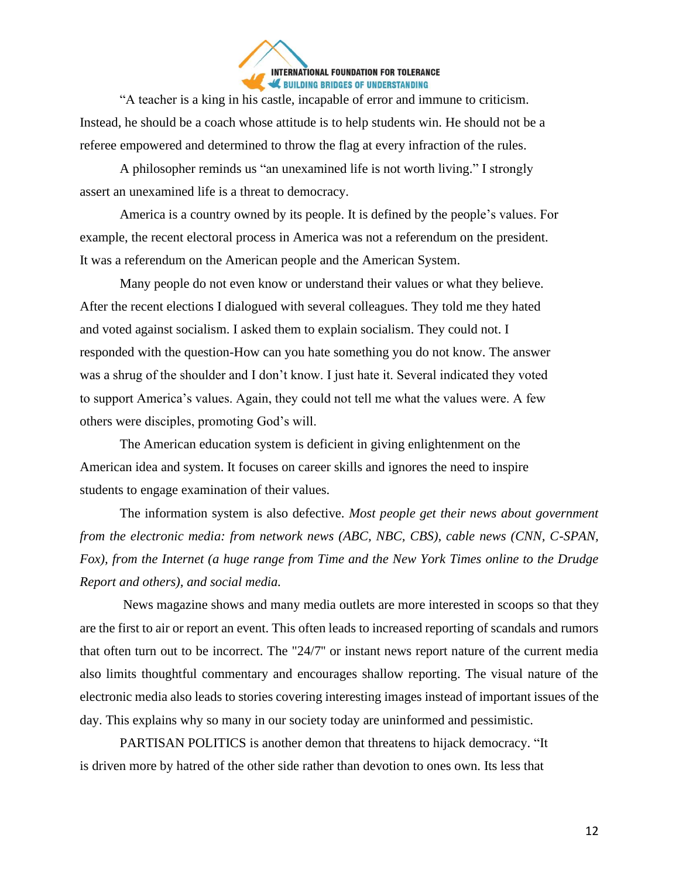"A teacher is a king in his castle, incapable of error and immune to criticism. Instead, he should be a coach whose attitude is to help students win. He should not be a referee empowered and determined to throw the flag at every infraction of the rules.

A philosopher reminds us "an unexamined life is not worth living." I strongly assert an unexamined life is a threat to democracy.

America is a country owned by its people. It is defined by the people's values. For example, the recent electoral process in America was not a referendum on the president. It was a referendum on the American people and the American System.

Many people do not even know or understand their values or what they believe. After the recent elections I dialogued with several colleagues. They told me they hated and voted against socialism. I asked them to explain socialism. They could not. I responded with the question-How can you hate something you do not know. The answer was a shrug of the shoulder and I don't know. I just hate it. Several indicated they voted to support America's values. Again, they could not tell me what the values were. A few others were disciples, promoting God's will.

The American education system is deficient in giving enlightenment on the American idea and system. It focuses on career skills and ignores the need to inspire students to engage examination of their values.

The information system is also defective. *Most people get their news about government from the electronic media: from network news (ABC, NBC, CBS), cable news (CNN, C-SPAN, Fox), from the Internet (a huge range from Time and the New York Times online to the Drudge Report and others), and social media.*

News magazine shows and many media outlets are more interested in scoops so that they are the first to air or report an event. This often leads to increased reporting of scandals and rumors that often turn out to be incorrect. The "24/7" or instant news report nature of the current media also limits thoughtful commentary and encourages shallow reporting. The visual nature of the electronic media also leads to stories covering interesting images instead of important issues of the day. This explains why so many in our society today are uninformed and pessimistic.

PARTISAN POLITICS is another demon that threatens to hijack democracy. "It is driven more by hatred of the other side rather than devotion to ones own. Its less that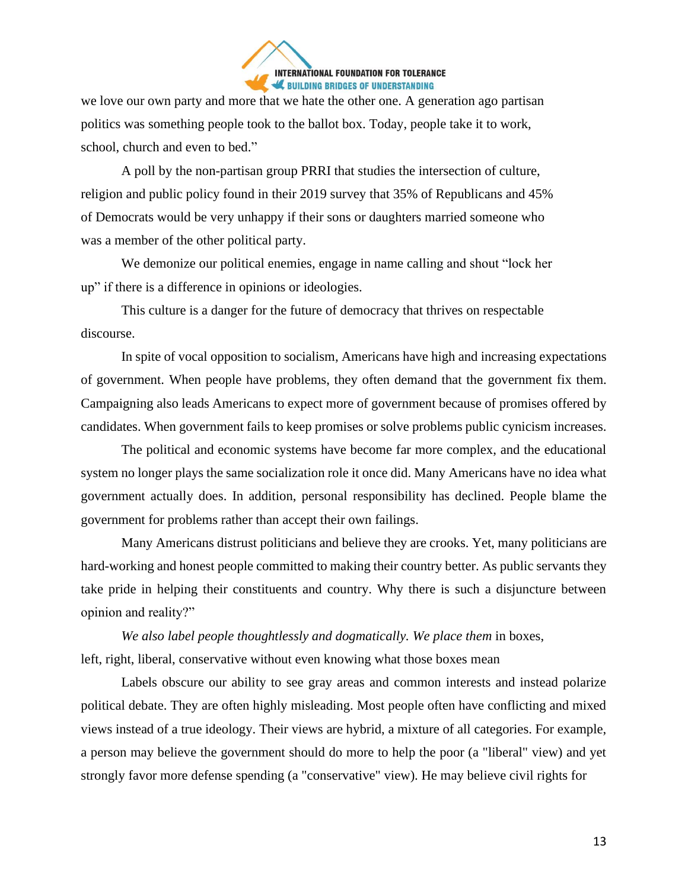we love our own party and more that we hate the other one. A generation ago partisan politics was something people took to the ballot box. Today, people take it to work, school, church and even to bed."

A poll by the non-partisan group PRRI that studies the intersection of culture, religion and public policy found in their 2019 survey that 35% of Republicans and 45% of Democrats would be very unhappy if their sons or daughters married someone who was a member of the other political party.

We demonize our political enemies, engage in name calling and shout "lock her up" if there is a difference in opinions or ideologies.

This culture is a danger for the future of democracy that thrives on respectable discourse.

In spite of vocal opposition to socialism, Americans have high and increasing expectations of government. When people have problems, they often demand that the government fix them. Campaigning also leads Americans to expect more of government because of promises offered by candidates. When government fails to keep promises or solve problems public cynicism increases.

The political and economic systems have become far more complex, and the educational system no longer plays the same socialization role it once did. Many Americans have no idea what government actually does. In addition, personal responsibility has declined. People blame the government for problems rather than accept their own failings.

Many Americans distrust politicians and believe they are crooks. Yet, many politicians are hard-working and honest people committed to making their country better. As public servants they take pride in helping their constituents and country. Why there is such a disjuncture between opinion and reality?"

*We also label people thoughtlessly and dogmatically. We place them* in boxes, left, right, liberal, conservative without even knowing what those boxes mean

Labels obscure our ability to see gray areas and common interests and instead polarize political debate. They are often highly misleading. Most people often have conflicting and mixed views instead of a true ideology. Their views are hybrid, a mixture of all categories. For example, a person may believe the government should do more to help the poor (a "liberal" view) and yet strongly favor more defense spending (a "conservative" view). He may believe civil rights for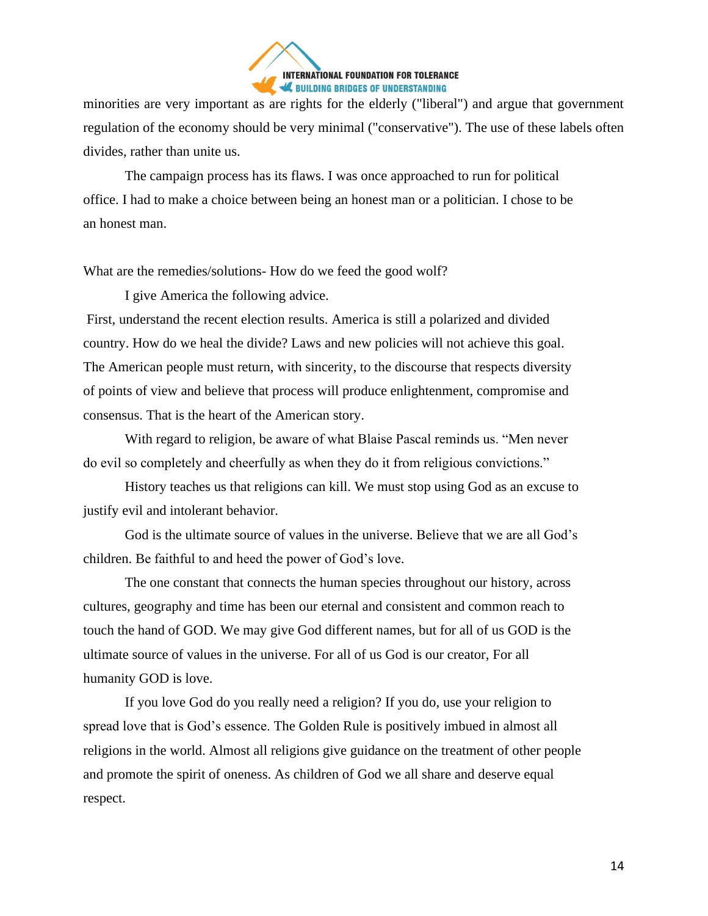minorities are very important as are rights for the elderly ("liberal") and argue that government regulation of the economy should be very minimal ("conservative"). The use of these labels often divides, rather than unite us.

The campaign process has its flaws. I was once approached to run for political office. I had to make a choice between being an honest man or a politician. I chose to be an honest man.

What are the remedies/solutions- How do we feed the good wolf?

I give America the following advice.

First, understand the recent election results. America is still a polarized and divided country. How do we heal the divide? Laws and new policies will not achieve this goal. The American people must return, with sincerity, to the discourse that respects diversity of points of view and believe that process will produce enlightenment, compromise and consensus. That is the heart of the American story.

With regard to religion, be aware of what Blaise Pascal reminds us. "Men never do evil so completely and cheerfully as when they do it from religious convictions."

History teaches us that religions can kill. We must stop using God as an excuse to justify evil and intolerant behavior.

God is the ultimate source of values in the universe. Believe that we are all God's children. Be faithful to and heed the power of God's love.

The one constant that connects the human species throughout our history, across cultures, geography and time has been our eternal and consistent and common reach to touch the hand of GOD. We may give God different names, but for all of us GOD is the ultimate source of values in the universe. For all of us God is our creator, For all humanity GOD is love.

If you love God do you really need a religion? If you do, use your religion to spread love that is God's essence. The Golden Rule is positively imbued in almost all religions in the world. Almost all religions give guidance on the treatment of other people and promote the spirit of oneness. As children of God we all share and deserve equal respect.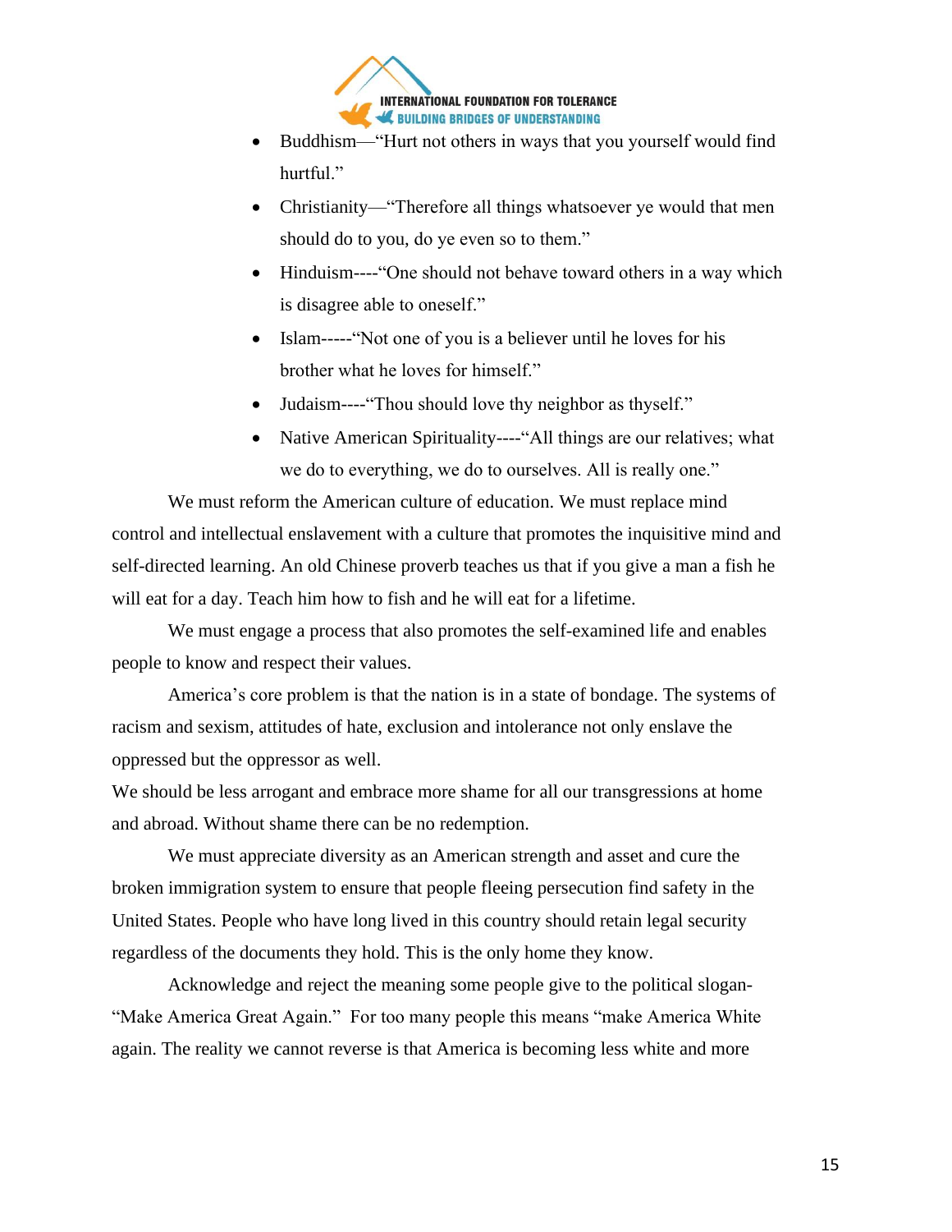- Buddhism—"Hurt not others in ways that you yourself would find hurtful."
- Christianity—"Therefore all things whatsoever ye would that men should do to you, do ye even so to them."
- Hinduism----"One should not behave toward others in a way which is disagree able to oneself."
- Islam-----"Not one of you is a believer until he loves for his brother what he loves for himself."
- Judaism----"Thou should love thy neighbor as thyself."
- Native American Spirituality----"All things are our relatives; what we do to everything, we do to ourselves. All is really one."

We must reform the American culture of education. We must replace mind control and intellectual enslavement with a culture that promotes the inquisitive mind and self-directed learning. An old Chinese proverb teaches us that if you give a man a fish he will eat for a day. Teach him how to fish and he will eat for a lifetime.

We must engage a process that also promotes the self-examined life and enables people to know and respect their values.

America's core problem is that the nation is in a state of bondage. The systems of racism and sexism, attitudes of hate, exclusion and intolerance not only enslave the oppressed but the oppressor as well.

We should be less arrogant and embrace more shame for all our transgressions at home and abroad. Without shame there can be no redemption.

We must appreciate diversity as an American strength and asset and cure the broken immigration system to ensure that people fleeing persecution find safety in the United States. People who have long lived in this country should retain legal security regardless of the documents they hold. This is the only home they know.

Acknowledge and reject the meaning some people give to the political slogan- "Make America Great Again." For too many people this means "make America White again. The reality we cannot reverse is that America is becoming less white and more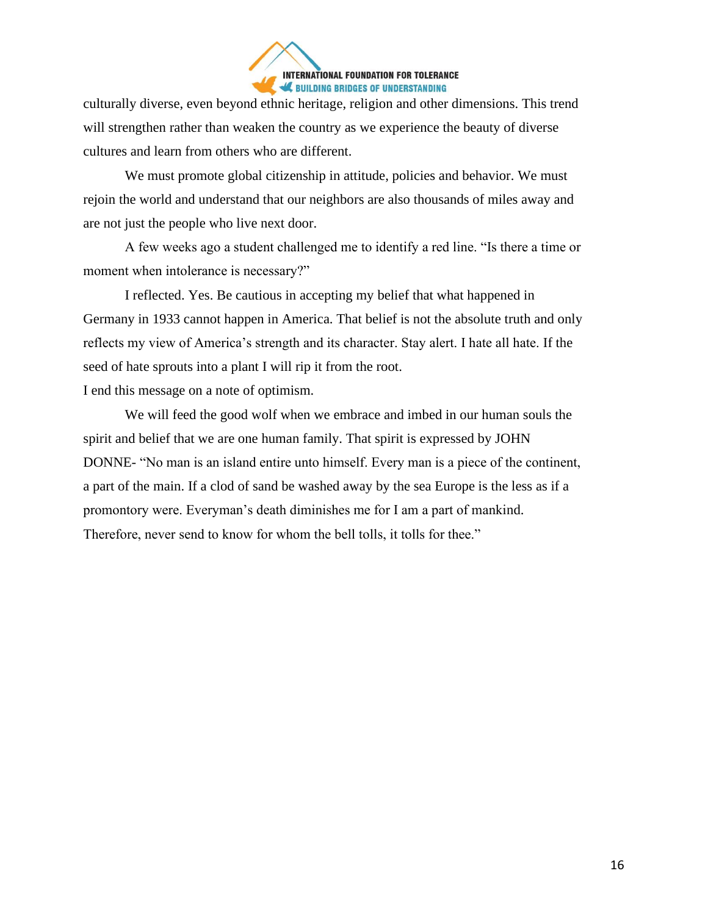culturally diverse, even beyond ethnic heritage, religion and other dimensions. This trend will strengthen rather than weaken the country as we experience the beauty of diverse cultures and learn from others who are different.

We must promote global citizenship in attitude, policies and behavior. We must rejoin the world and understand that our neighbors are also thousands of miles away and are not just the people who live next door.

A few weeks ago a student challenged me to identify a red line. "Is there a time or moment when intolerance is necessary?"

I reflected. Yes. Be cautious in accepting my belief that what happened in Germany in 1933 cannot happen in America. That belief is not the absolute truth and only reflects my view of America's strength and its character. Stay alert. I hate all hate. If the seed of hate sprouts into a plant I will rip it from the root.

I end this message on a note of optimism.

We will feed the good wolf when we embrace and imbed in our human souls the spirit and belief that we are one human family. That spirit is expressed by JOHN DONNE- "No man is an island entire unto himself. Every man is a piece of the continent, a part of the main. If a clod of sand be washed away by the sea Europe is the less as if a promontory were. Everyman's death diminishes me for I am a part of mankind. Therefore, never send to know for whom the bell tolls, it tolls for thee."